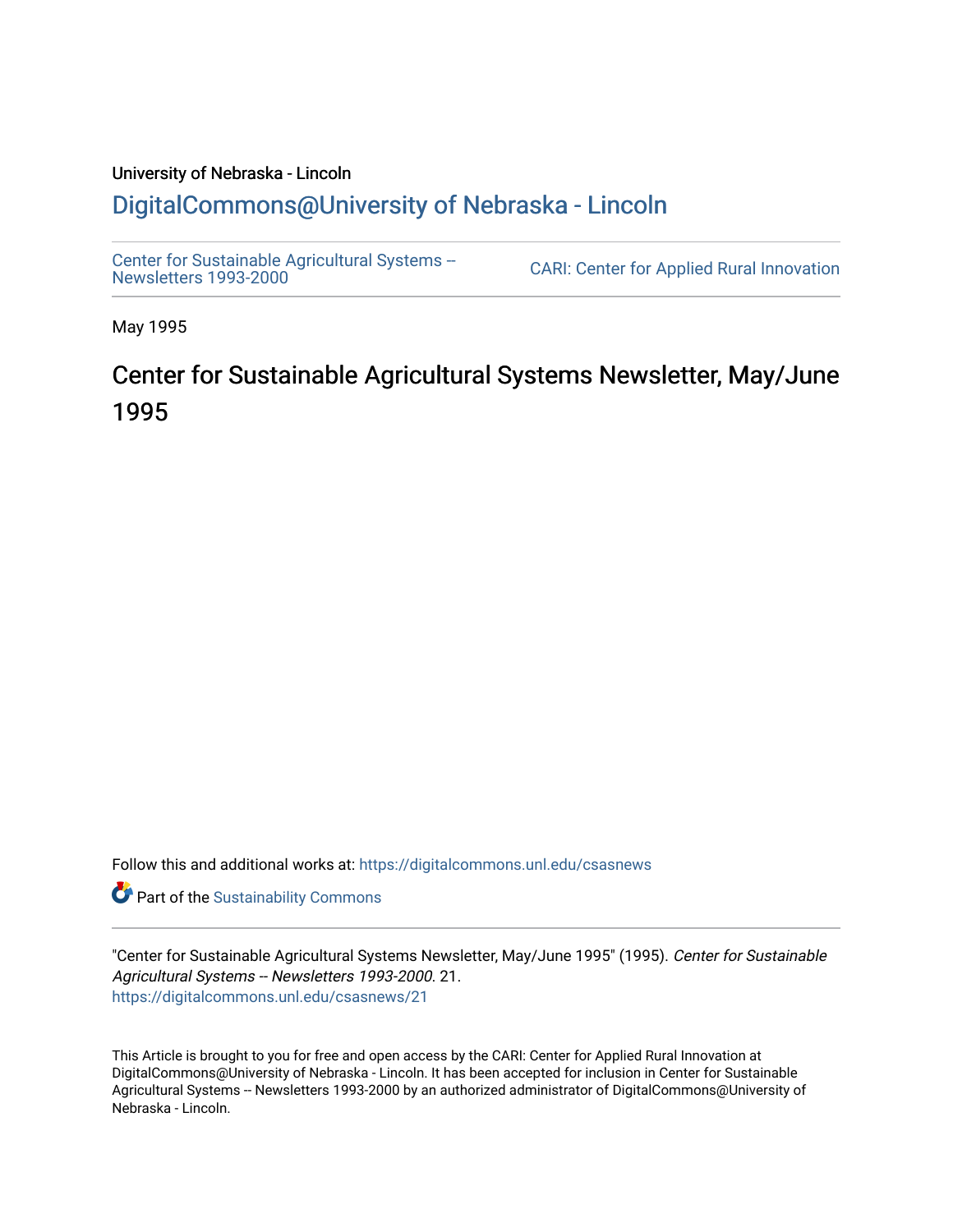University of Nebraska - Lincoln

## DigitalCommons@University of Nebraska - Lincoln

Center for Sustainable Agricultural Systems -- Newsletters 1993-2000

CARI: Center for Applied Rural Innovation

May 1995

# Center for Sustainable Agricultural Systems Newsletter, May/June 1995

Follow this and additional works at: https://digitalcommons.unl.edu/csasnews

Part of the Sustainability Commons

"Center for Sustainable Agricultural Systems Newsletter, May/June 1995" (1995). *Center for Sustainable Agricultural Systems -- Newsletters 1993-2000*. 21.
https://digitalcommons.unl.edu/csasnews/21

This Article is brought to you for free and open access by the CARI: Center for Applied Rural Innovation at DigitalCommons@University of Nebraska - Lincoln. It has been accepted for inclusion in Center for Sustainable Agricultural Systems -- Newsletters 1993-2000 by an authorized administrator of DigitalCommons@University of Nebraska - Lincoln.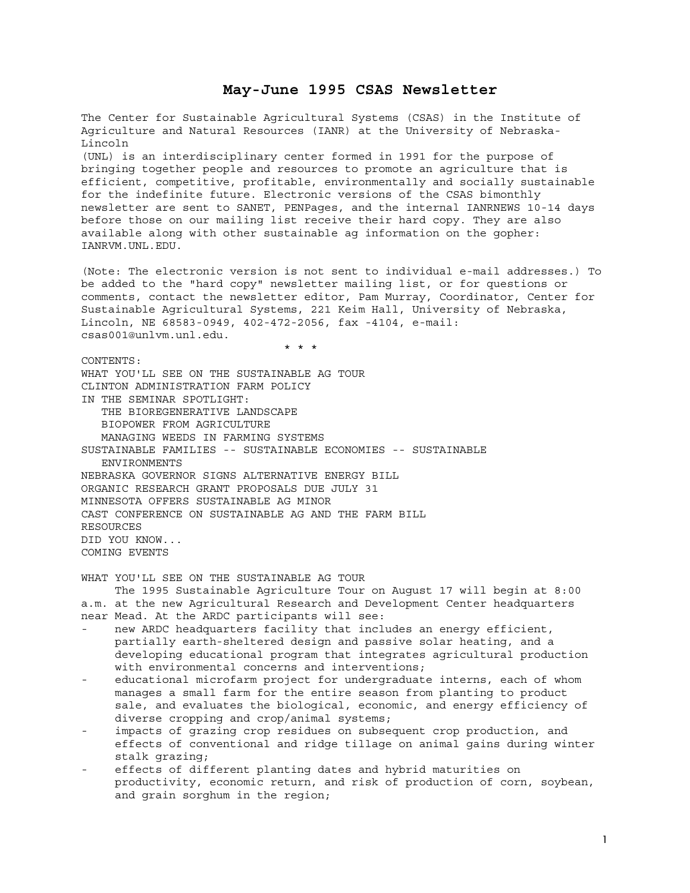# May-June 1995 CSAS Newsletter

The Center for Sustainable Agricultural Systems (CSAS) in the Institute of Agriculture and Natural Resources (IANR) at the University of Nebraska-Lincoln (UNL) is an interdisciplinary center formed in 1991 for the purpose of bringing together people and resources to promote an agriculture that is efficient, competitive, profitable, environmentally and socially sustainable for the indefinite future. Electronic versions of the CSAS bimonthly newsletter are sent to SANET, PENPages, and the internal IANRNEWS 10-14 days before those on our mailing list receive their hard copy. They are also available along with other sustainable ag information on the gopher: IANRVM.UNL.EDU.

(Note: The electronic version is not sent to individual e-mail addresses.) To be added to the "hard copy" newsletter mailing list, or for questions or comments, contact the newsletter editor, Pam Murray, Coordinator, Center for Sustainable Agricultural Systems, 221 Keim Hall, University of Nebraska, Lincoln, NE 68583-0949, 402-472-2056, fax -4104, e-mail: csas001@unlvm.unl.edu.

\* \* \*

CONTENTS:

- WHAT YOU'LL SEE ON THE SUSTAINABLE AG TOUR
- CLINTON ADMINISTRATION FARM POLICY
- IN THE SEMINAR SPOTLIGHT:
  - THE BIOREGENERATIVE LANDSCAPE
  - BIOPOWER FROM AGRICULTURE
  - MANAGING WEEDS IN FARMING SYSTEMS
- SUSTAINABLE FAMILIES -- SUSTAINABLE ECONOMIES -- SUSTAINABLE ENVIRONMENTS
- NEBRASKA GOVERNOR SIGNS ALTERNATIVE ENERGY BILL
- ORGANIC RESEARCH GRANT PROPOSALS DUE JULY 31
- MINNESOTA OFFERS SUSTAINABLE AG MINOR
- CAST CONFERENCE ON SUSTAINABLE AG AND THE FARM BILL
- RESOURCES
- DID YOU KNOW...
- COMING EVENTS

## WHAT YOU'LL SEE ON THE SUSTAINABLE AG TOUR

The 1995 Sustainable Agriculture Tour on August 17 will begin at 8:00 a.m. at the new Agricultural Research and Development Center headquarters near Mead. At the ARDC participants will see:

- new ARDC headquarters facility that includes an energy efficient, partially earth-sheltered design and passive solar heating, and a developing educational program that integrates agricultural production with environmental concerns and interventions;
- educational microfarm project for undergraduate interns, each of whom manages a small farm for the entire season from planting to product sale, and evaluates the biological, economic, and energy efficiency of diverse cropping and crop/animal systems;
- impacts of grazing crop residues on subsequent crop production, and effects of conventional and ridge tillage on animal gains during winter stalk grazing;
- effects of different planting dates and hybrid maturities on productivity, economic return, and risk of production of corn, soybean, and grain sorghum in the region;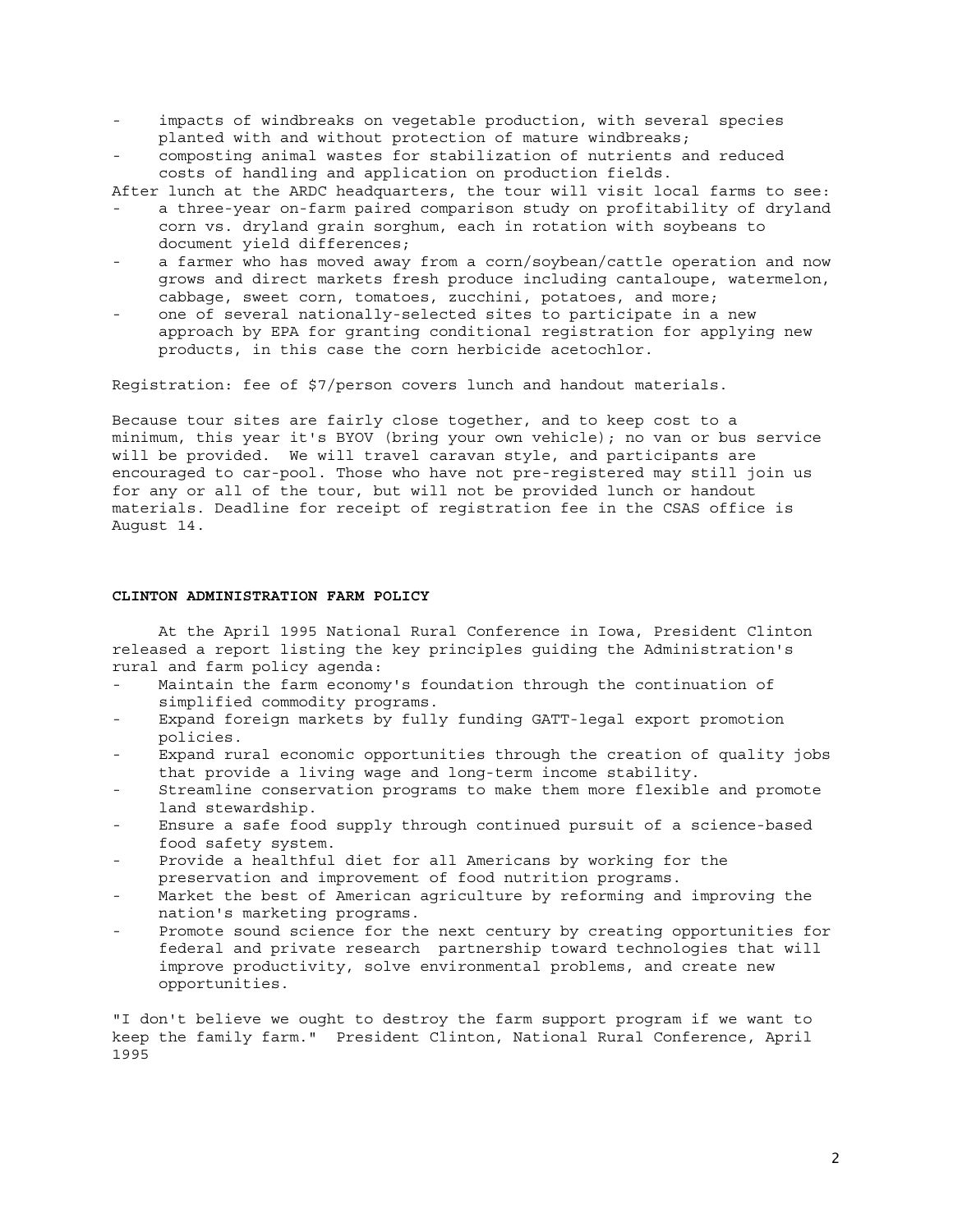- impacts of windbreaks on vegetable production, with several species planted with and without protection of mature windbreaks;
- composting animal wastes for stabilization of nutrients and reduced costs of handling and application on production fields.

After lunch at the ARDC headquarters, the tour will visit local farms to see:

- a three-year on-farm paired comparison study on profitability of dryland corn vs. dryland grain sorghum, each in rotation with soybeans to document yield differences;
- a farmer who has moved away from a corn/soybean/cattle operation and now grows and direct markets fresh produce including cantaloupe, watermelon, cabbage, sweet corn, tomatoes, zucchini, potatoes, and more;
- one of several nationally-selected sites to participate in a new approach by EPA for granting conditional registration for applying new products, in this case the corn herbicide acetochlor.

Registration: fee of $7/person covers lunch and handout materials.

Because tour sites are fairly close together, and to keep cost to a minimum, this year it's BYOV (bring your own vehicle); no van or bus service will be provided. We will travel caravan style, and participants are encouraged to car-pool. Those who have not pre-registered may still join us for any or all of the tour, but will not be provided lunch or handout materials. Deadline for receipt of registration fee in the CSAS office is August 14.

**CLINTON ADMINISTRATION FARM POLICY**

At the April 1995 National Rural Conference in Iowa, President Clinton released a report listing the key principles guiding the Administration's rural and farm policy agenda:

- Maintain the farm economy's foundation through the continuation of simplified commodity programs.
- Expand foreign markets by fully funding GATT-legal export promotion policies.
- Expand rural economic opportunities through the creation of quality jobs that provide a living wage and long-term income stability.
- Streamline conservation programs to make them more flexible and promote land stewardship.
- Ensure a safe food supply through continued pursuit of a science-based food safety system.
- Provide a healthful diet for all Americans by working for the preservation and improvement of food nutrition programs.
- Market the best of American agriculture by reforming and improving the nation's marketing programs.
- Promote sound science for the next century by creating opportunities for federal and private research partnership toward technologies that will improve productivity, solve environmental problems, and create new opportunities.

"I don't believe we ought to destroy the farm support program if we want to keep the family farm." President Clinton, National Rural Conference, April 1995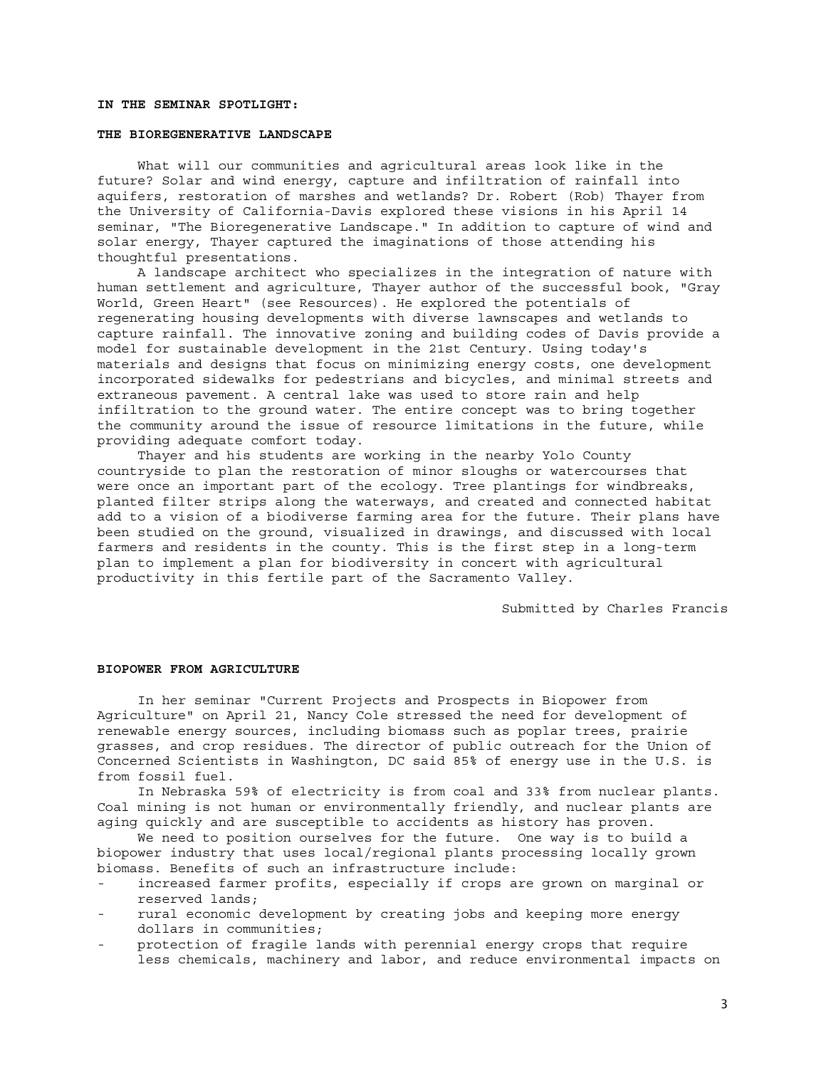**IN THE SEMINAR SPOTLIGHT:**

**THE BIOREGENERATIVE LANDSCAPE**

What will our communities and agricultural areas look like in the future? Solar and wind energy, capture and infiltration of rainfall into aquifers, restoration of marshes and wetlands? Dr. Robert (Rob) Thayer from the University of California-Davis explored these visions in his April 14 seminar, "The Bioregenerative Landscape." In addition to capture of wind and solar energy, Thayer captured the imaginations of those attending his thoughtful presentations.

A landscape architect who specializes in the integration of nature with human settlement and agriculture, Thayer author of the successful book, "Gray World, Green Heart" (see Resources). He explored the potentials of regenerating housing developments with diverse lawnscapes and wetlands to capture rainfall. The innovative zoning and building codes of Davis provide a model for sustainable development in the 21st Century. Using today's materials and designs that focus on minimizing energy costs, one development incorporated sidewalks for pedestrians and bicycles, and minimal streets and extraneous pavement. A central lake was used to store rain and help infiltration to the ground water. The entire concept was to bring together the community around the issue of resource limitations in the future, while providing adequate comfort today.

Thayer and his students are working in the nearby Yolo County countryside to plan the restoration of minor sloughs or watercourses that were once an important part of the ecology. Tree plantings for windbreaks, planted filter strips along the waterways, and created and connected habitat add to a vision of a biodiverse farming area for the future. Their plans have been studied on the ground, visualized in drawings, and discussed with local farmers and residents in the county. This is the first step in a long-term plan to implement a plan for biodiversity in concert with agricultural productivity in this fertile part of the Sacramento Valley.

Submitted by Charles Francis

**BIOPOWER FROM AGRICULTURE**

In her seminar "Current Projects and Prospects in Biopower from Agriculture" on April 21, Nancy Cole stressed the need for development of renewable energy sources, including biomass such as poplar trees, prairie grasses, and crop residues. The director of public outreach for the Union of Concerned Scientists in Washington, DC said 85% of energy use in the U.S. is from fossil fuel.

In Nebraska 59% of electricity is from coal and 33% from nuclear plants. Coal mining is not human or environmentally friendly, and nuclear plants are aging quickly and are susceptible to accidents as history has proven.

We need to position ourselves for the future. One way is to build a biopower industry that uses local/regional plants processing locally grown biomass. Benefits of such an infrastructure include:

- increased farmer profits, especially if crops are grown on marginal or reserved lands;
- rural economic development by creating jobs and keeping more energy dollars in communities;
- protection of fragile lands with perennial energy crops that require less chemicals, machinery and labor, and reduce environmental impacts on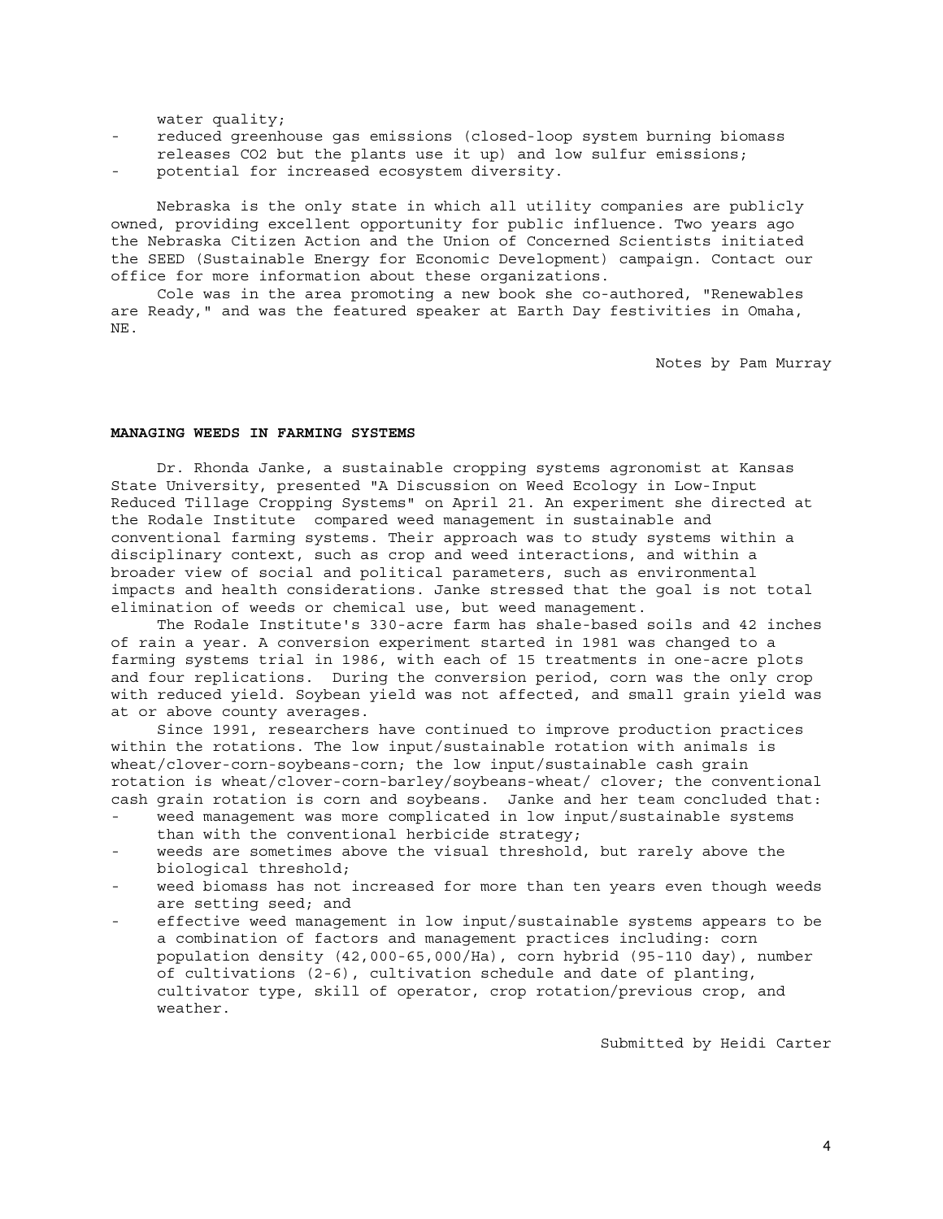water quality;

- reduced greenhouse gas emissions (closed-loop system burning biomass releases $CO_2$ but the plants use it up) and low sulfur emissions;
- potential for increased ecosystem diversity.

Nebraska is the only state in which all utility companies are publicly owned, providing excellent opportunity for public influence. Two years ago the Nebraska Citizen Action and the Union of Concerned Scientists initiated the SEED (Sustainable Energy for Economic Development) campaign. Contact our office for more information about these organizations.

Cole was in the area promoting a new book she co-authored, "Renewables are Ready," and was the featured speaker at Earth Day festivities in Omaha, NE.

Notes by Pam Murray

**MANAGING WEEDS IN FARMING SYSTEMS**

Dr. Rhonda Janke, a sustainable cropping systems agronomist at Kansas State University, presented "A Discussion on Weed Ecology in Low-Input Reduced Tillage Cropping Systems" on April 21. An experiment she directed at the Rodale Institute compared weed management in sustainable and conventional farming systems. Their approach was to study systems within a disciplinary context, such as crop and weed interactions, and within a broader view of social and political parameters, such as environmental impacts and health considerations. Janke stressed that the goal is not total elimination of weeds or chemical use, but weed management.

The Rodale Institute's 330-acre farm has shale-based soils and 42 inches of rain a year. A conversion experiment started in 1981 was changed to a farming systems trial in 1986, with each of 15 treatments in one-acre plots and four replications. During the conversion period, corn was the only crop with reduced yield. Soybean yield was not affected, and small grain yield was at or above county averages.

Since 1991, researchers have continued to improve production practices within the rotations. The low input/sustainable rotation with animals is wheat/clover-corn-soybeans-corn; the low input/sustainable cash grain rotation is wheat/clover-corn-barley/soybeans-wheat/ clover; the conventional cash grain rotation is corn and soybeans. Janke and her team concluded that:

- weed management was more complicated in low input/sustainable systems than with the conventional herbicide strategy;
- weeds are sometimes above the visual threshold, but rarely above the biological threshold;
- weed biomass has not increased for more than ten years even though weeds are setting seed; and
- effective weed management in low input/sustainable systems appears to be a combination of factors and management practices including: corn population density (42,000-65,000/Ha), corn hybrid (95-110 day), number of cultivations (2-6), cultivation schedule and date of planting, cultivator type, skill of operator, crop rotation/previous crop, and weather.

Submitted by Heidi Carter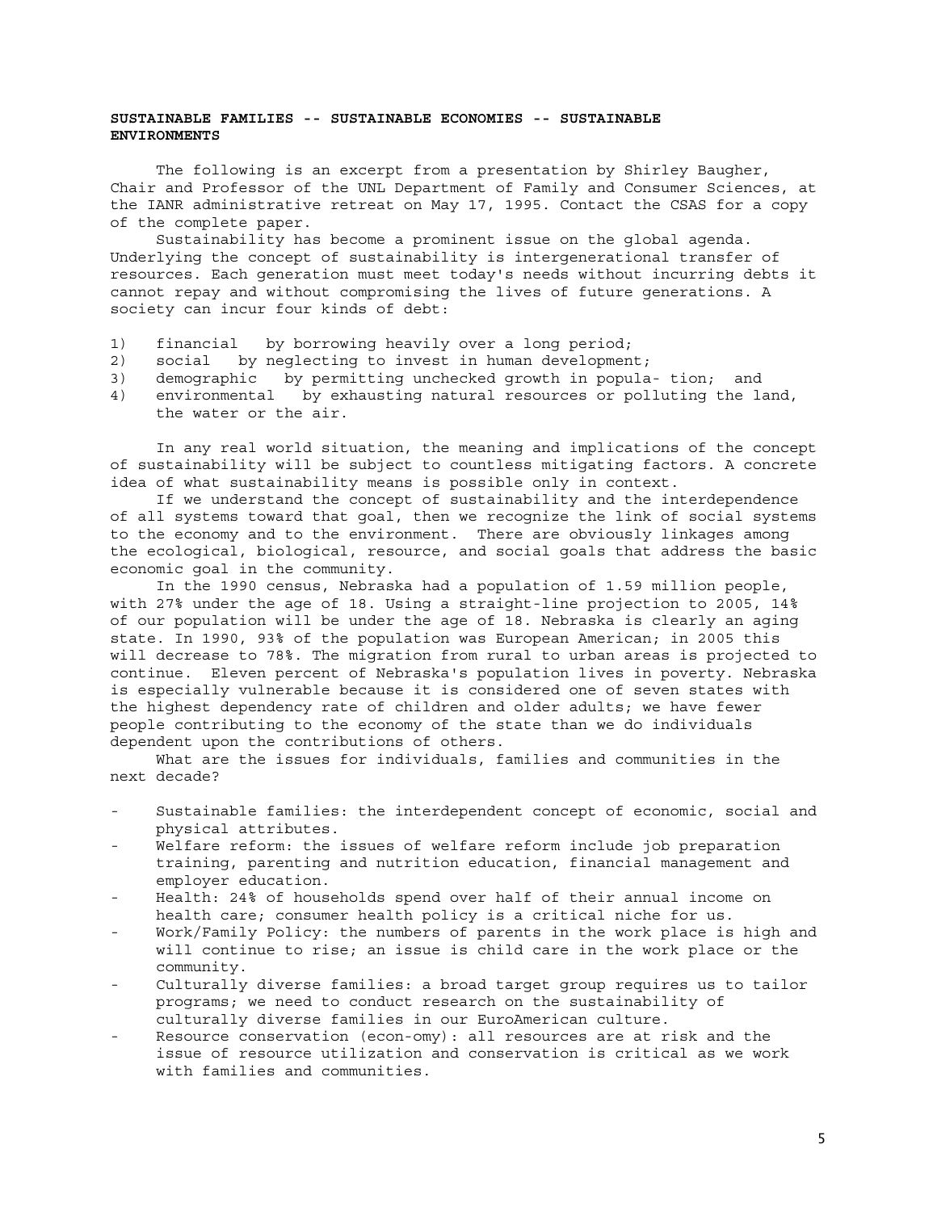**SUSTAINABLE FAMILIES -- SUSTAINABLE ECONOMIES -- SUSTAINABLE ENVIRONMENTS**

The following is an excerpt from a presentation by Shirley Baugher, Chair and Professor of the UNL Department of Family and Consumer Sciences, at the IANR administrative retreat on May 17, 1995. Contact the CSAS for a copy of the complete paper.

Sustainability has become a prominent issue on the global agenda. Underlying the concept of sustainability is intergenerational transfer of resources. Each generation must meet today's needs without incurring debts it cannot repay and without compromising the lives of future generations. A society can incur four kinds of debt:

1) financial by borrowing heavily over a long period;
2) social by neglecting to invest in human development;
3) demographic by permitting unchecked growth in popula- tion; and
4) environmental by exhausting natural resources or polluting the land, the water or the air.

In any real world situation, the meaning and implications of the concept of sustainability will be subject to countless mitigating factors. A concrete idea of what sustainability means is possible only in context.

If we understand the concept of sustainability and the interdependence of all systems toward that goal, then we recognize the link of social systems to the economy and to the environment. There are obviously linkages among the ecological, biological, resource, and social goals that address the basic economic goal in the community.

In the 1990 census, Nebraska had a population of 1.59 million people, with 27% under the age of 18. Using a straight-line projection to 2005, 14% of our population will be under the age of 18. Nebraska is clearly an aging state. In 1990, 93% of the population was European American; in 2005 this will decrease to 78%. The migration from rural to urban areas is projected to continue. Eleven percent of Nebraska's population lives in poverty. Nebraska is especially vulnerable because it is considered one of seven states with the highest dependency rate of children and older adults; we have fewer people contributing to the economy of the state than we do individuals dependent upon the contributions of others.

What are the issues for individuals, families and communities in the next decade?

- Sustainable families: the interdependent concept of economic, social and physical attributes.
- Welfare reform: the issues of welfare reform include job preparation training, parenting and nutrition education, financial management and employer education.
- Health: 24% of households spend over half of their annual income on health care; consumer health policy is a critical niche for us.
- Work/Family Policy: the numbers of parents in the work place is high and will continue to rise; an issue is child care in the work place or the community.
- Culturally diverse families: a broad target group requires us to tailor programs; we need to conduct research on the sustainability of culturally diverse families in our EuroAmerican culture.
- Resource conservation (econ-omy): all resources are at risk and the issue of resource utilization and conservation is critical as we work with families and communities.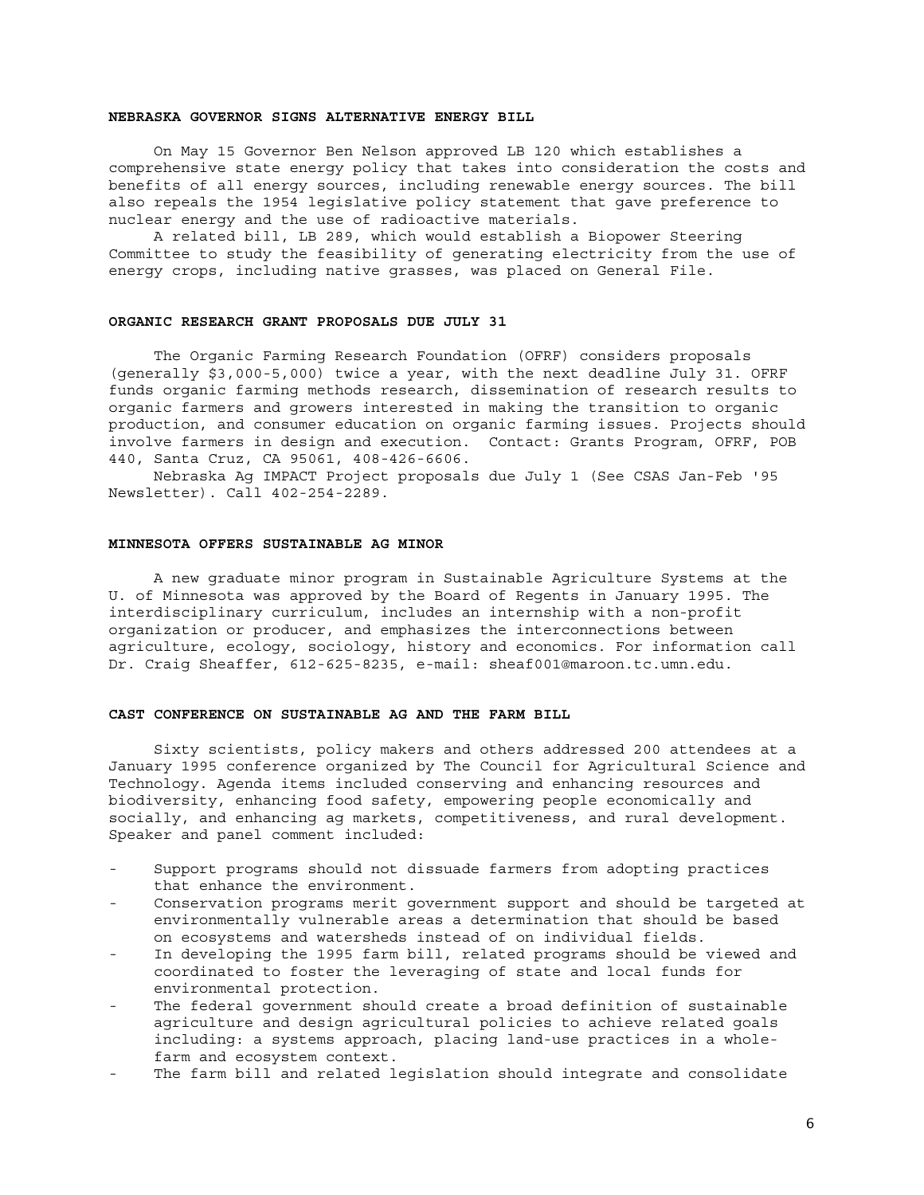## NEBRASKA GOVERNOR SIGNS ALTERNATIVE ENERGY BILL

On May 15 Governor Ben Nelson approved LB 120 which establishes a comprehensive state energy policy that takes into consideration the costs and benefits of all energy sources, including renewable energy sources. The bill also repeals the 1954 legislative policy statement that gave preference to nuclear energy and the use of radioactive materials.

A related bill, LB 289, which would establish a Biopower Steering Committee to study the feasibility of generating electricity from the use of energy crops, including native grasses, was placed on General File.

## ORGANIC RESEARCH GRANT PROPOSALS DUE JULY 31

The Organic Farming Research Foundation (OFRF) considers proposals (generally $3,000-5,000) twice a year, with the next deadline July 31. OFRF funds organic farming methods research, dissemination of research results to organic farmers and growers interested in making the transition to organic production, and consumer education on organic farming issues. Projects should involve farmers in design and execution. Contact: Grants Program, OFRF, POB 440, Santa Cruz, CA 95061, 408-426-6606.

Nebraska Ag IMPACT Project proposals due July 1 (See CSAS Jan-Feb '95 Newsletter). Call 402-254-2289.

## MINNESOTA OFFERS SUSTAINABLE AG MINOR

A new graduate minor program in Sustainable Agriculture Systems at the U. of Minnesota was approved by the Board of Regents in January 1995. The interdisciplinary curriculum, includes an internship with a non-profit organization or producer, and emphasizes the interconnections between agriculture, ecology, sociology, history and economics. For information call Dr. Craig Sheaffer, 612-625-8235, e-mail: sheaf001@maroon.tc.umn.edu.

## CAST CONFERENCE ON SUSTAINABLE AG AND THE FARM BILL

Sixty scientists, policy makers and others addressed 200 attendees at a January 1995 conference organized by The Council for Agricultural Science and Technology. Agenda items included conserving and enhancing resources and biodiversity, enhancing food safety, empowering people economically and socially, and enhancing ag markets, competitiveness, and rural development. Speaker and panel comment included:

- Support programs should not dissuade farmers from adopting practices that enhance the environment.
- Conservation programs merit government support and should be targeted at environmentally vulnerable areas a determination that should be based on ecosystems and watersheds instead of on individual fields.
- In developing the 1995 farm bill, related programs should be viewed and coordinated to foster the leveraging of state and local funds for environmental protection.
- The federal government should create a broad definition of sustainable agriculture and design agricultural policies to achieve related goals including: a systems approach, placing land-use practices in a whole-farm and ecosystem context.
- The farm bill and related legislation should integrate and consolidate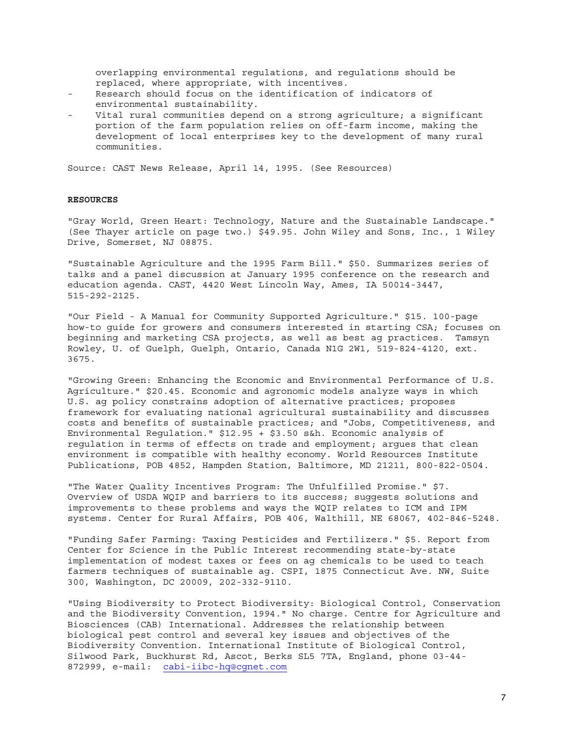overlapping environmental regulations, and regulations should be replaced, where appropriate, with incentives.

- Research should focus on the identification of indicators of environmental sustainability.
- Vital rural communities depend on a strong agriculture; a significant portion of the farm population relies on off-farm income, making the development of local enterprises key to the development of many rural communities.

Source: CAST News Release, April 14, 1995. (See Resources)

**RESOURCES**

"Gray World, Green Heart: Technology, Nature and the Sustainable Landscape." (See Thayer article on page two.) $49.95. John Wiley and Sons, Inc., 1 Wiley Drive, Somerset, NJ 08875.

"Sustainable Agriculture and the 1995 Farm Bill." $50. Summarizes series of talks and a panel discussion at January 1995 conference on the research and education agenda. CAST, 4420 West Lincoln Way, Ames, IA 50014-3447, 515-292-2125.

"Our Field - A Manual for Community Supported Agriculture." $15. 100-page how-to guide for growers and consumers interested in starting CSA; focuses on beginning and marketing CSA projects, as well as best ag practices. Tamsyn Rowley, U. of Guelph, Guelph, Ontario, Canada N1G 2W1, 519-824-4120, ext. 3675.

"Growing Green: Enhancing the Economic and Environmental Performance of U.S. Agriculture." $20.45. Economic and agronomic models analyze ways in which U.S. ag policy constrains adoption of alternative practices; proposes framework for evaluating national agricultural sustainability and discusses costs and benefits of sustainable practices; and "Jobs, Competitiveness, and Environmental Regulation." $12.95 + $3.50 s&h. Economic analysis of regulation in terms of effects on trade and employment; argues that clean environment is compatible with healthy economy. World Resources Institute Publications, POB 4852, Hampden Station, Baltimore, MD 21211, 800-822-0504.

"The Water Quality Incentives Program: The Unfulfilled Promise." $7. Overview of USDA WQIP and barriers to its success; suggests solutions and improvements to these problems and ways the WQIP relates to ICM and IPM systems. Center for Rural Affairs, POB 406, Walthill, NE 68067, 402-846-5248.

"Funding Safer Farming: Taxing Pesticides and Fertilizers." $5. Report from Center for Science in the Public Interest recommending state-by-state implementation of modest taxes or fees on ag chemicals to be used to teach farmers techniques of sustainable ag. CSPI, 1875 Connecticut Ave. NW, Suite 300, Washington, DC 20009, 202-332-9110.

"Using Biodiversity to Protect Biodiversity: Biological Control, Conservation and the Biodiversity Convention, 1994." No charge. Centre for Agriculture and Biosciences (CAB) International. Addresses the relationship between biological pest control and several key issues and objectives of the Biodiversity Convention. International Institute of Biological Control, Silwood Park, Buckhurst Rd, Ascot, Berks SL5 7TA, England, phone 03-44-872999, e-mail: cabi-iibc-hq@cgnet.com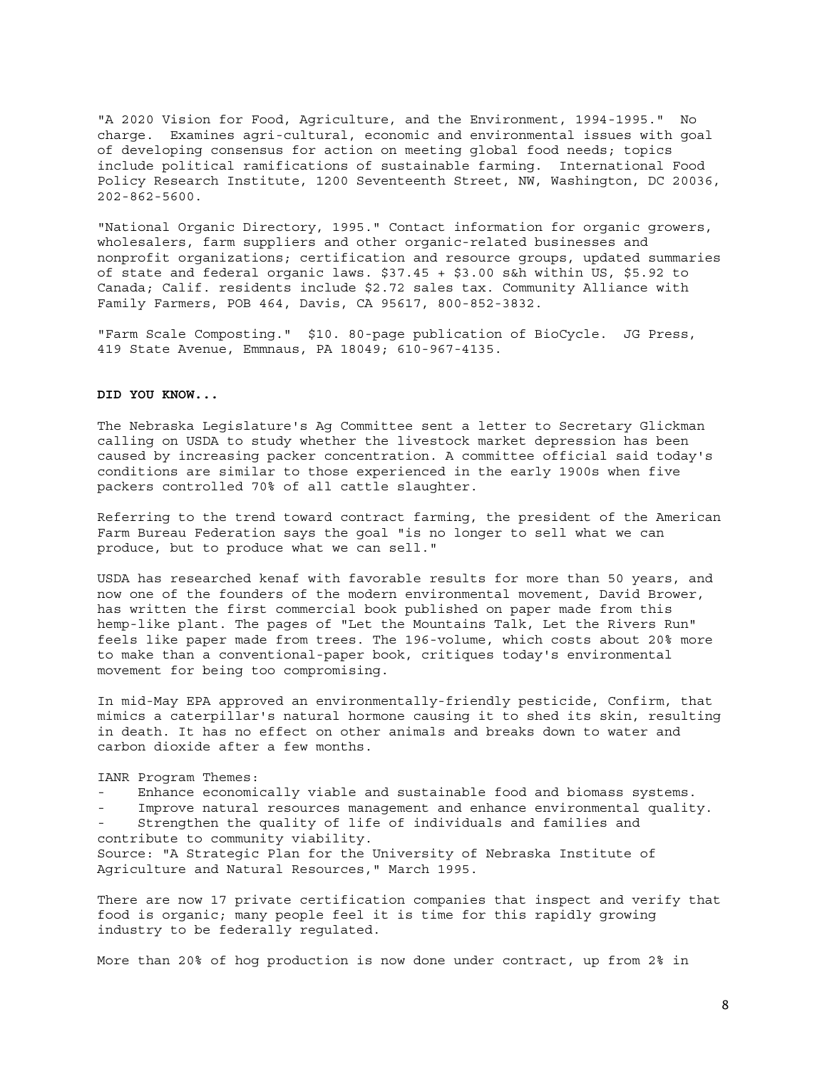"A 2020 Vision for Food, Agriculture, and the Environment, 1994-1995." No charge. Examines agri-cultural, economic and environmental issues with goal of developing consensus for action on meeting global food needs; topics include political ramifications of sustainable farming. International Food Policy Research Institute, 1200 Seventeenth Street, NW, Washington, DC 20036, 202-862-5600.

"National Organic Directory, 1995." Contact information for organic growers, wholesalers, farm suppliers and other organic-related businesses and nonprofit organizations; certification and resource groups, updated summaries of state and federal organic laws. $37.45 + $3.00 s&h within US, $5.92 to Canada; Calif. residents include $2.72 sales tax. Community Alliance with Family Farmers, POB 464, Davis, CA 95617, 800-852-3832.

"Farm Scale Composting." $10. 80-page publication of BioCycle. JG Press, 419 State Avenue, Emmnaus, PA 18049; 610-967-4135.

**DID YOU KNOW...**

The Nebraska Legislature's Ag Committee sent a letter to Secretary Glickman calling on USDA to study whether the livestock market depression has been caused by increasing packer concentration. A committee official said today's conditions are similar to those experienced in the early 1900s when five packers controlled 70% of all cattle slaughter.

Referring to the trend toward contract farming, the president of the American Farm Bureau Federation says the goal "is no longer to sell what we can produce, but to produce what we can sell."

USDA has researched kenaf with favorable results for more than 50 years, and now one of the founders of the modern environmental movement, David Brower, has written the first commercial book published on paper made from this hemp-like plant. The pages of "Let the Mountains Talk, Let the Rivers Run" feels like paper made from trees. The 196-volume, which costs about 20% more to make than a conventional-paper book, critiques today's environmental movement for being too compromising.

In mid-May EPA approved an environmentally-friendly pesticide, Confirm, that mimics a caterpillar's natural hormone causing it to shed its skin, resulting in death. It has no effect on other animals and breaks down to water and carbon dioxide after a few months.

IANR Program Themes:

- Enhance economically viable and sustainable food and biomass systems.
- Improve natural resources management and enhance environmental quality.
- Strengthen the quality of life of individuals and families and contribute to community viability.

Source: "A Strategic Plan for the University of Nebraska Institute of Agriculture and Natural Resources," March 1995.

There are now 17 private certification companies that inspect and verify that food is organic; many people feel it is time for this rapidly growing industry to be federally regulated.

More than 20% of hog production is now done under contract, up from 2% in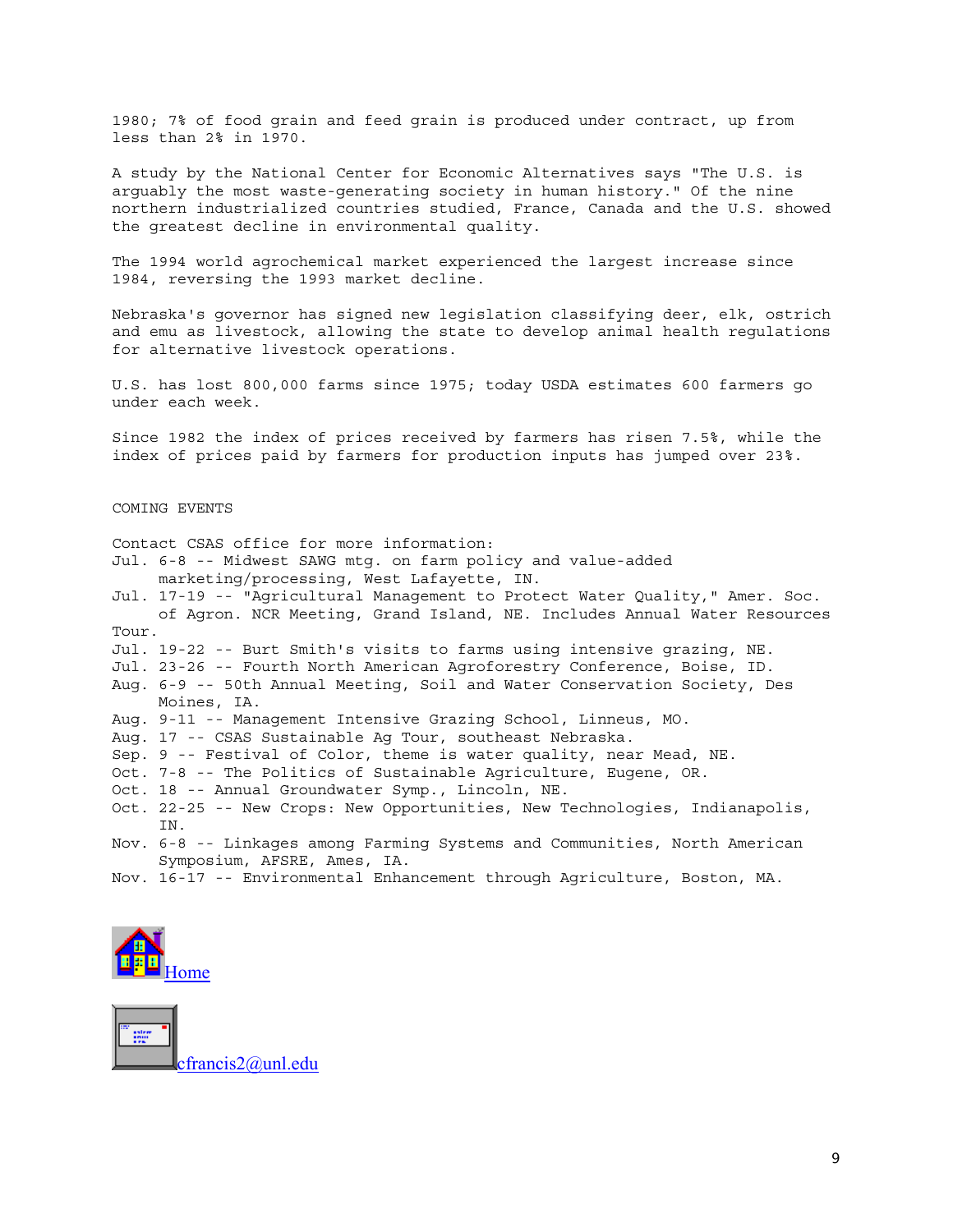1980; 7% of food grain and feed grain is produced under contract, up from less than 2% in 1970.

A study by the National Center for Economic Alternatives says "The U.S. is arguably the most waste-generating society in human history." Of the nine northern industrialized countries studied, France, Canada and the U.S. showed the greatest decline in environmental quality.

The 1994 world agrochemical market experienced the largest increase since 1984, reversing the 1993 market decline.

Nebraska's governor has signed new legislation classifying deer, elk, ostrich and emu as livestock, allowing the state to develop animal health regulations for alternative livestock operations.

U.S. has lost 800,000 farms since 1975; today USDA estimates 600 farmers go under each week.

Since 1982 the index of prices received by farmers has risen 7.5%, while the index of prices paid by farmers for production inputs has jumped over 23%.

## COMING EVENTS

Contact CSAS office for more information:

- Jul. 6-8 -- Midwest SAWG mtg. on farm policy and value-added marketing/processing, West Lafayette, IN.
- Jul. 17-19 -- "Agricultural Management to Protect Water Quality," Amer. Soc. of Agron. NCR Meeting, Grand Island, NE. Includes Annual Water Resources Tour.
- Jul. 19-22 -- Burt Smith's visits to farms using intensive grazing, NE.
- Jul. 23-26 -- Fourth North American Agroforestry Conference, Boise, ID.
- Aug. 6-9 -- 50th Annual Meeting, Soil and Water Conservation Society, Des Moines, IA.
- Aug. 9-11 -- Management Intensive Grazing School, Linneus, MO.
- Aug. 17 -- CSAS Sustainable Ag Tour, southeast Nebraska.
- Sep. 9 -- Festival of Color, theme is water quality, near Mead, NE.
- Oct. 7-8 -- The Politics of Sustainable Agriculture, Eugene, OR.
- Oct. 18 -- Annual Groundwater Symp., Lincoln, NE.
- Oct. 22-25 -- New Crops: New Opportunities, New Technologies, Indianapolis, IN.
- Nov. 6-8 -- Linkages among Farming Systems and Communities, North American Symposium, AFSRE, Ames, IA.
- Nov. 16-17 -- Environmental Enhancement through Agriculture, Boston, MA.

Home

cfrancis2@unl.edu